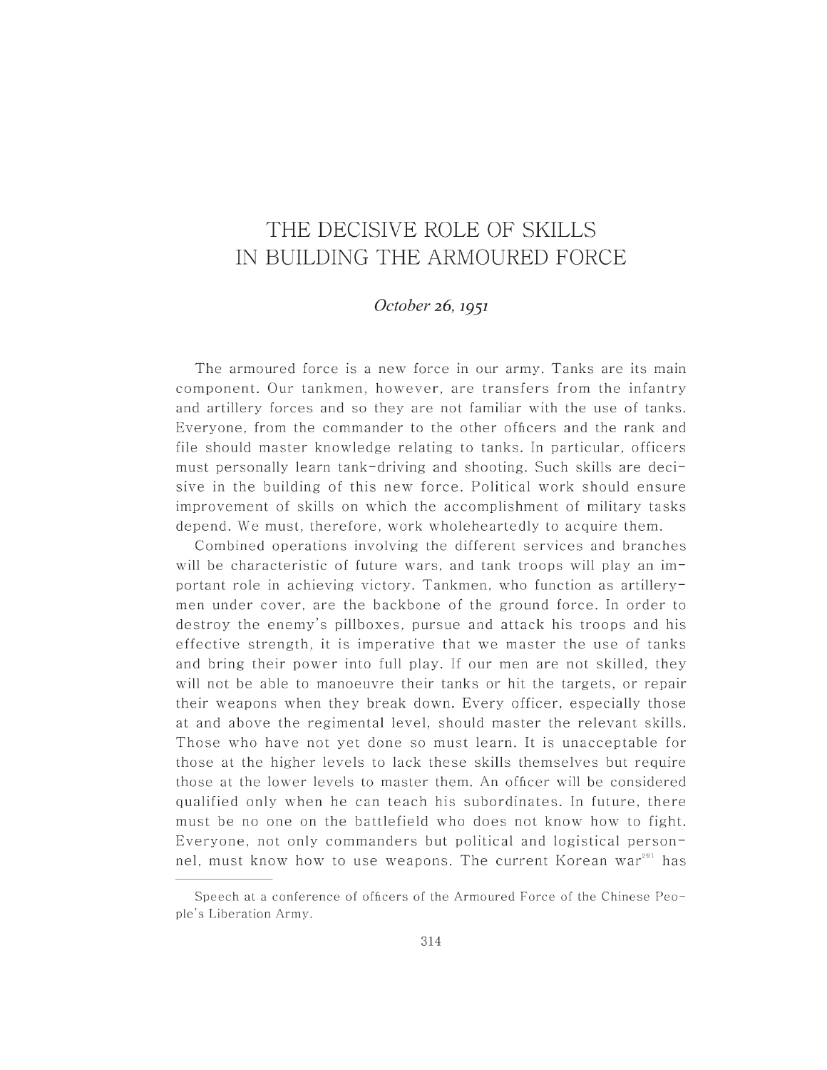# THE DECISIVE ROLE OF SKILLS IN BUILDING THE ARMOURED FORCE

*October 26, 1951*

The armoured force is a new force in our army. Tanks are its main component. Our tankmen, however, are transfers from the infantry and artillery forces and so they are not familiar with the use of tanks. Everyone, from the commander to the other officers and the rank and file should master knowledge relating to tanks. In particular, officers must personally learn tank-driving and shooting. Such skills are decisive in the building of this new force. Political work should ensure improvement of skills on which the accomplishment of military tasks depend. We must, therefore, work wholeheartedly to acquire them.

Combined operations involving the different services and branches will be characteristic of future wars, and tank troops will play an important role in achieving victory. Tankmen, who function as artillerymen under cover, are the backbone of the ground force. In order to destroy the enemy's pillboxes, pursue and attack his troops and his effective strength, it is imperative that we master the use of tanks and bring their power into full play. If our men are not skilled, they will not be able to manoeuvre their tanks or hit the targets, or repair their weapons when they break down. Every officer, especially those at and above the regimental level, should master the relevant skills. Those who have not yet done so must learn. It is unacceptable for those at the higher levels to lack these skills themselves but require those at the lower levels to master them. An officer will be considered qualified only when he can teach his subordinates. In future, there must be no one on the battlefield who does not know how to fight. Everyone, not only commanders but political and logistical personnel, must know how to use weapons. The current Korean war[291] has

---

Speech at a conference of officers of the Armoured Force of the Chinese People's Liberation Army.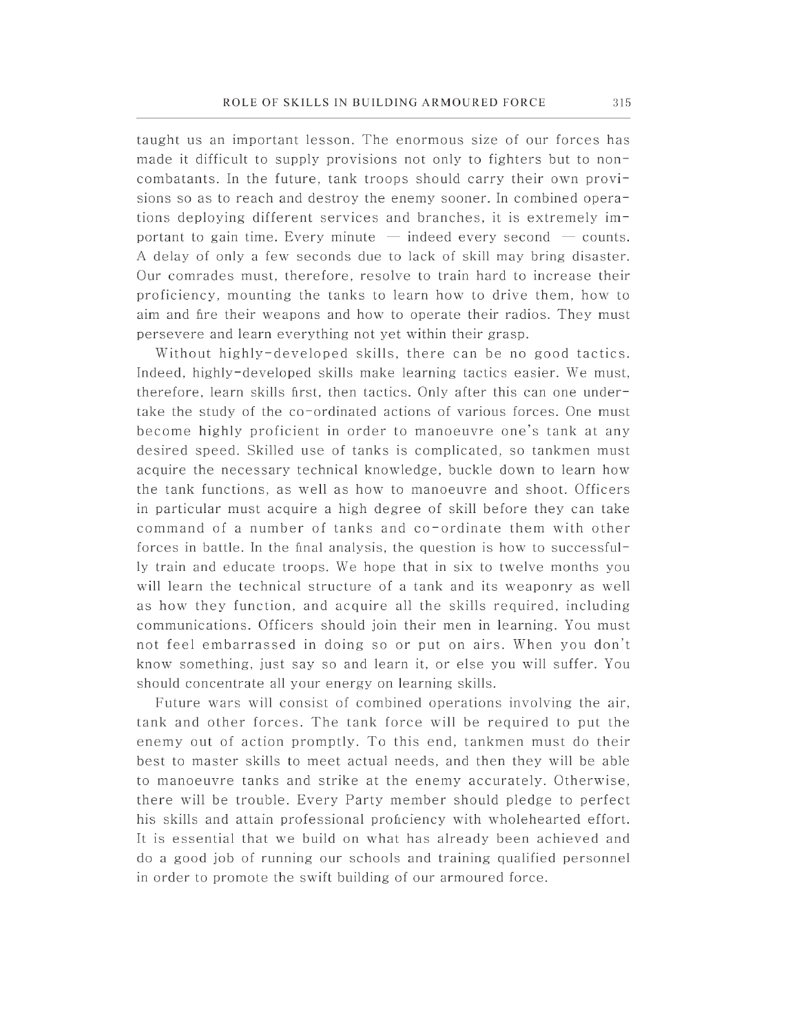taught us an important lesson. The enormous size of our forces has made it difficult to supply provisions not only to fighters but to non-combatants. In the future, tank troops should carry their own provisions so as to reach and destroy the enemy sooner. In combined operations deploying different services and branches, it is extremely important to gain time. Every minute — indeed every second — counts. A delay of only a few seconds due to lack of skill may bring disaster. Our comrades must, therefore, resolve to train hard to increase their proficiency, mounting the tanks to learn how to drive them, how to aim and fire their weapons and how to operate their radios. They must persevere and learn everything not yet within their grasp.

Without highly-developed skills, there can be no good tactics. Indeed, highly-developed skills make learning tactics easier. We must, therefore, learn skills first, then tactics. Only after this can one undertake the study of the co-ordinated actions of various forces. One must become highly proficient in order to manoeuvre one's tank at any desired speed. Skilled use of tanks is complicated, so tankmen must acquire the necessary technical knowledge, buckle down to learn how the tank functions, as well as how to manoeuvre and shoot. Officers in particular must acquire a high degree of skill before they can take command of a number of tanks and co-ordinate them with other forces in battle. In the final analysis, the question is how to successfully train and educate troops. We hope that in six to twelve months you will learn the technical structure of a tank and its weaponry as well as how they function, and acquire all the skills required, including communications. Officers should join their men in learning. You must not feel embarrassed in doing so or put on airs. When you don't know something, just say so and learn it, or else you will suffer. You should concentrate all your energy on learning skills.

Future wars will consist of combined operations involving the air, tank and other forces. The tank force will be required to put the enemy out of action promptly. To this end, tankmen must do their best to master skills to meet actual needs, and then they will be able to manoeuvre tanks and strike at the enemy accurately. Otherwise, there will be trouble. Every Party member should pledge to perfect his skills and attain professional proficiency with wholehearted effort. It is essential that we build on what has already been achieved and do a good job of running our schools and training qualified personnel in order to promote the swift building of our armoured force.